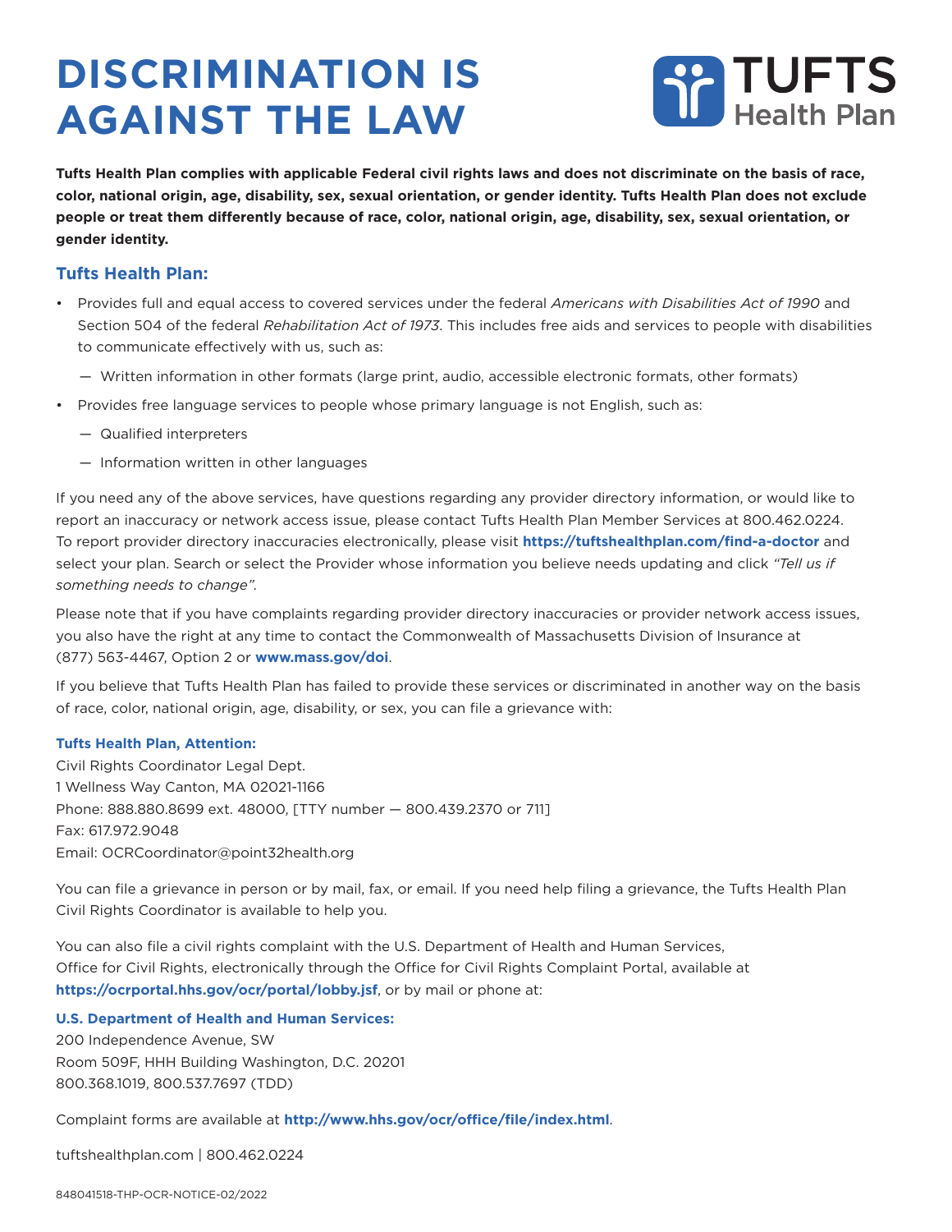# DISCRIMINATION IS AGAINST THE LAW

TUFTS Health Plan

**Tufts Health Plan complies with applicable Federal civil rights laws and does not discriminate on the basis of race, color, national origin, age, disability, sex, sexual orientation, or gender identity. Tufts Health Plan does not exclude people or treat them differently because of race, color, national origin, age, disability, sex, sexual orientation, or gender identity.**

## Tufts Health Plan:

- Provides full and equal access to covered services under the federal *Americans with Disabilities Act of 1990* and Section 504 of the federal *Rehabilitation Act of 1973*. This includes free aids and services to people with disabilities to communicate effectively with us, such as:
  - Written information in other formats (large print, audio, accessible electronic formats, other formats)
- Provides free language services to people whose primary language is not English, such as:
  - Qualified interpreters
  - Information written in other languages

If you need any of the above services, have questions regarding any provider directory information, or would like to report an inaccuracy or network access issue, please contact Tufts Health Plan Member Services at 800.462.0224. To report provider directory inaccuracies electronically, please visit **https://tuftshealthplan.com/find-a-doctor** and select your plan. Search or select the Provider whose information you believe needs updating and click *"Tell us if something needs to change"*.

Please note that if you have complaints regarding provider directory inaccuracies or provider network access issues, you also have the right at any time to contact the Commonwealth of Massachusetts Division of Insurance at (877) 563-4467, Option 2 or **www.mass.gov/doi**.

If you believe that Tufts Health Plan has failed to provide these services or discriminated in another way on the basis of race, color, national origin, age, disability, or sex, you can file a grievance with:

**Tufts Health Plan, Attention:**
Civil Rights Coordinator Legal Dept.
1 Wellness Way Canton, MA 02021-1166
Phone: 888.880.8699 ext. 48000, [TTY number — 800.439.2370 or 711]
Fax: 617.972.9048
Email: OCRCoordinator@point32health.org

You can file a grievance in person or by mail, fax, or email. If you need help filing a grievance, the Tufts Health Plan Civil Rights Coordinator is available to help you.

You can also file a civil rights complaint with the U.S. Department of Health and Human Services, Office for Civil Rights, electronically through the Office for Civil Rights Complaint Portal, available at **https://ocrportal.hhs.gov/ocr/portal/lobby.jsf**, or by mail or phone at:

**U.S. Department of Health and Human Services:**
200 Independence Avenue, SW
Room 509F, HHH Building Washington, D.C. 20201
800.368.1019, 800.537.7697 (TDD)

Complaint forms are available at **http://www.hhs.gov/ocr/office/file/index.html**.

tuftshealthplan.com | 800.462.0224

848041518-THP-OCR-NOTICE-02/2022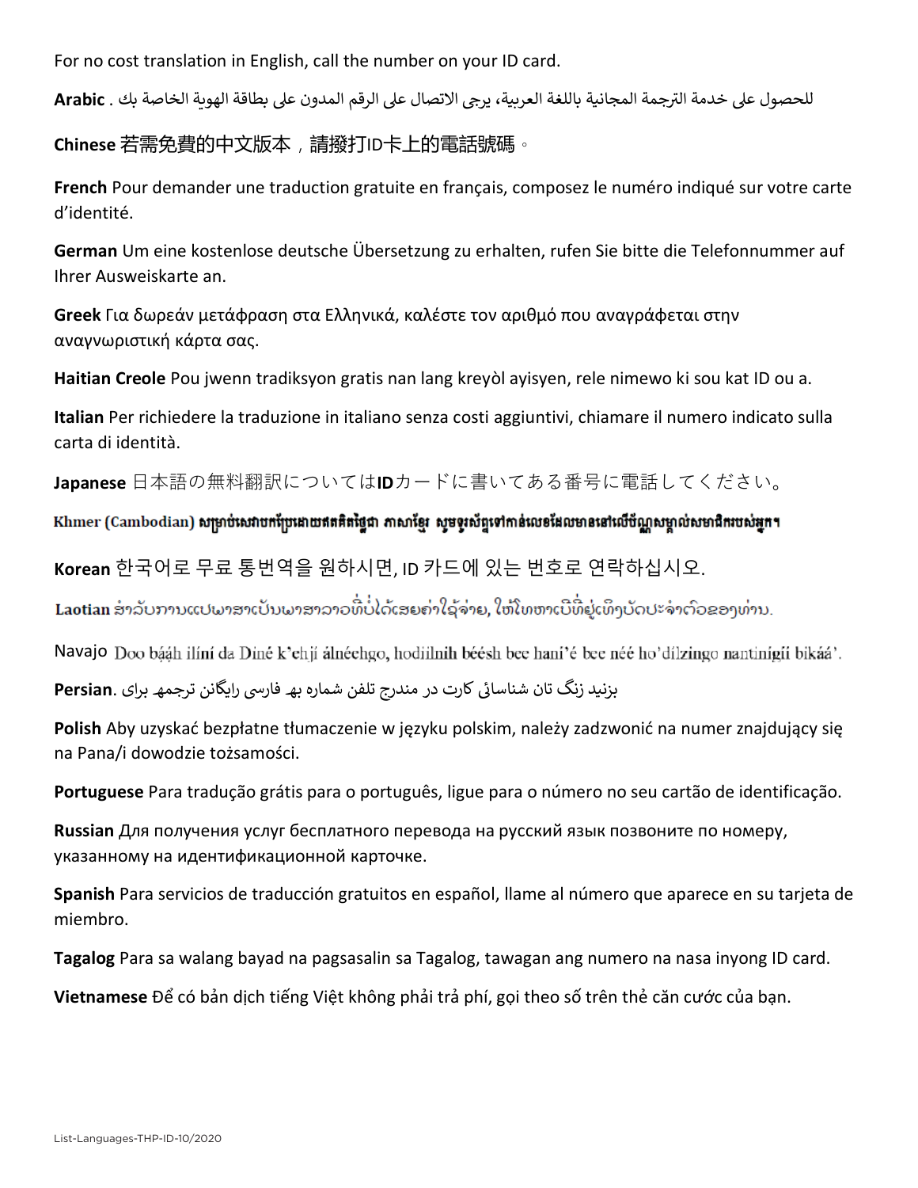For no cost translation in English, call the number on your ID card.

**Arabic** . للحصول على خدمة الترجمة المجانية باللغة العربية، يرجى الاتصال على الرقم المدون على بطاقة الهوية الخاصة بك

**Chinese** 若需免費的中文版本，請撥打ID卡上的電話號碼。

**French** Pour demander une traduction gratuite en français, composez le numéro indiqué sur votre carte d'identité.

**German** Um eine kostenlose deutsche Übersetzung zu erhalten, rufen Sie bitte die Telefonnummer auf Ihrer Ausweiskarte an.

**Greek** Για δωρεάν μετάφραση στα Ελληνικά, καλέστε τον αριθμό που αναγράφεται στην αναγνωριστική κάρτα σας.

**Haitian Creole** Pou jwenn tradiksyon gratis nan lang kreyòl ayisyen, rele nimewo ki sou kat ID ou a.

**Italian** Per richiedere la traduzione in italiano senza costi aggiuntivi, chiamare il numero indicato sulla carta di identità.

**Japanese** 日本語の無料翻訳については**ID**カードに書いてある番号に電話してください。

**Khmer (Cambodian)** សម្រាប់សេវាបកប្រែដោយឥតគិតថ្លៃជា ភាសាខ្មែរ សូមទូរស័ព្ទទៅកាន់លេខដែលមាននៅលើប័ណ្ណសម្គាល់សមាជិករបស់អ្នក។

**Korean** 한국어로 무료 통번역을 원하시면, ID 카드에 있는 번호로 연락하십시오.

**Laotian** ສໍາລັບການແປພາສາເປັນພາສາລາວທີ່ບໍ່ໄດ້ເສຍຄ່າໃຊ້ຈ່າຍ, ໃຫ້ໂທຫາເບີທີ່ຢູ່ເທິງບັດປະຈໍາຕົວຂອງທ່ານ.

Navajo Doo bááh ílíní da Diné k'ehjí álnéehgo, hodiilnih béésh bee hani'é bee néé ho'dílzingo nantinígíí bikáá'.

**Persian**. برای ترجمه رایگان فارسی به شماره تلفن مندرج در کارت شناسائی تان زنگ بزنید

**Polish** Aby uzyskać bezpłatne tłumaczenie w języku polskim, należy zadzwonić na numer znajdujący się na Pana/i dowodzie tożsamości.

**Portuguese** Para tradução grátis para o português, ligue para o número no seu cartão de identificação.

**Russian** Для получения услуг бесплатного перевода на русский язык позвоните по номеру, указанному на идентификационной карточке.

**Spanish** Para servicios de traducción gratuitos en español, llame al número que aparece en su tarjeta de miembro.

**Tagalog** Para sa walang bayad na pagsasalin sa Tagalog, tawagan ang numero na nasa inyong ID card.

**Vietnamese** Để có bản dịch tiếng Việt không phải trả phí, gọi theo số trên thẻ căn cước của bạn.

List-Languages-THP-ID-10/2020